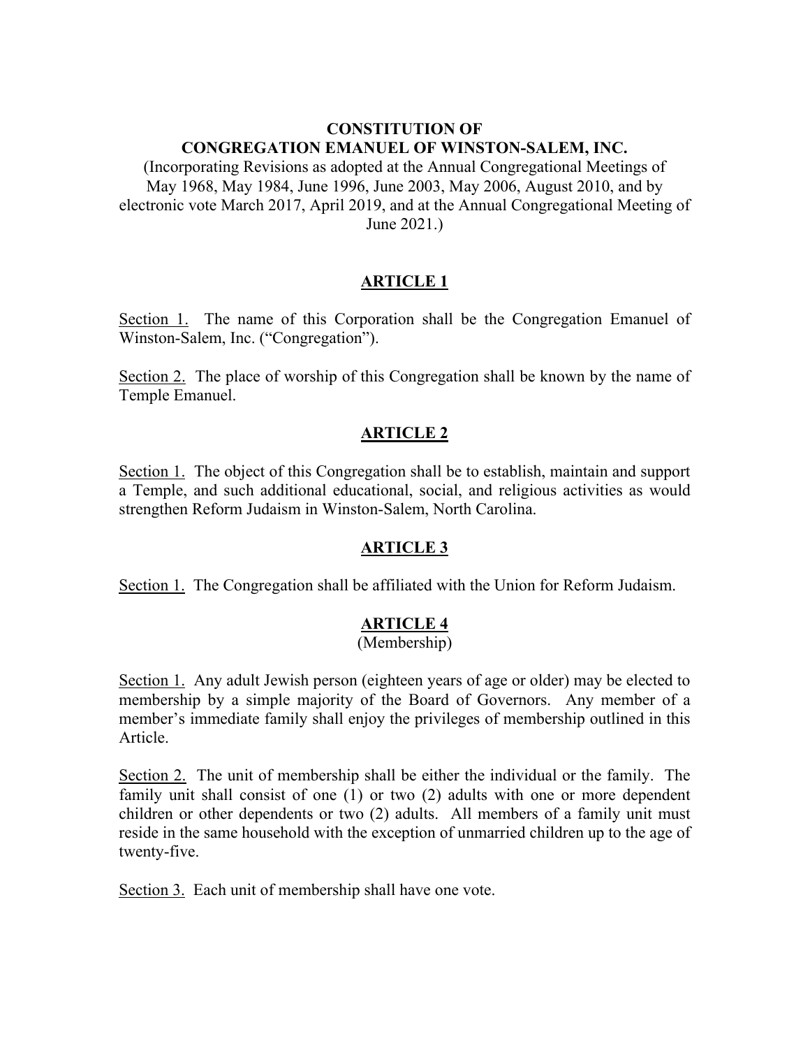# CONSTITUTION OF
# CONGREGATION EMANUEL OF WINSTON-SALEM, INC.

(Incorporating Revisions as adopted at the Annual Congregational Meetings of May 1968, May 1984, June 1996, June 2003, May 2006, August 2010, and by electronic vote March 2017, April 2019, and at the Annual Congregational Meeting of June 2021.)

## ARTICLE 1

Section 1. The name of this Corporation shall be the Congregation Emanuel of Winston-Salem, Inc. ("Congregation").

Section 2. The place of worship of this Congregation shall be known by the name of Temple Emanuel.

## ARTICLE 2

Section 1. The object of this Congregation shall be to establish, maintain and support a Temple, and such additional educational, social, and religious activities as would strengthen Reform Judaism in Winston-Salem, North Carolina.

## ARTICLE 3

Section 1. The Congregation shall be affiliated with the Union for Reform Judaism.

## ARTICLE 4
(Membership)

Section 1. Any adult Jewish person (eighteen years of age or older) may be elected to membership by a simple majority of the Board of Governors. Any member of a member's immediate family shall enjoy the privileges of membership outlined in this Article.

Section 2. The unit of membership shall be either the individual or the family. The family unit shall consist of one (1) or two (2) adults with one or more dependent children or other dependents or two (2) adults. All members of a family unit must reside in the same household with the exception of unmarried children up to the age of twenty-five.

Section 3. Each unit of membership shall have one vote.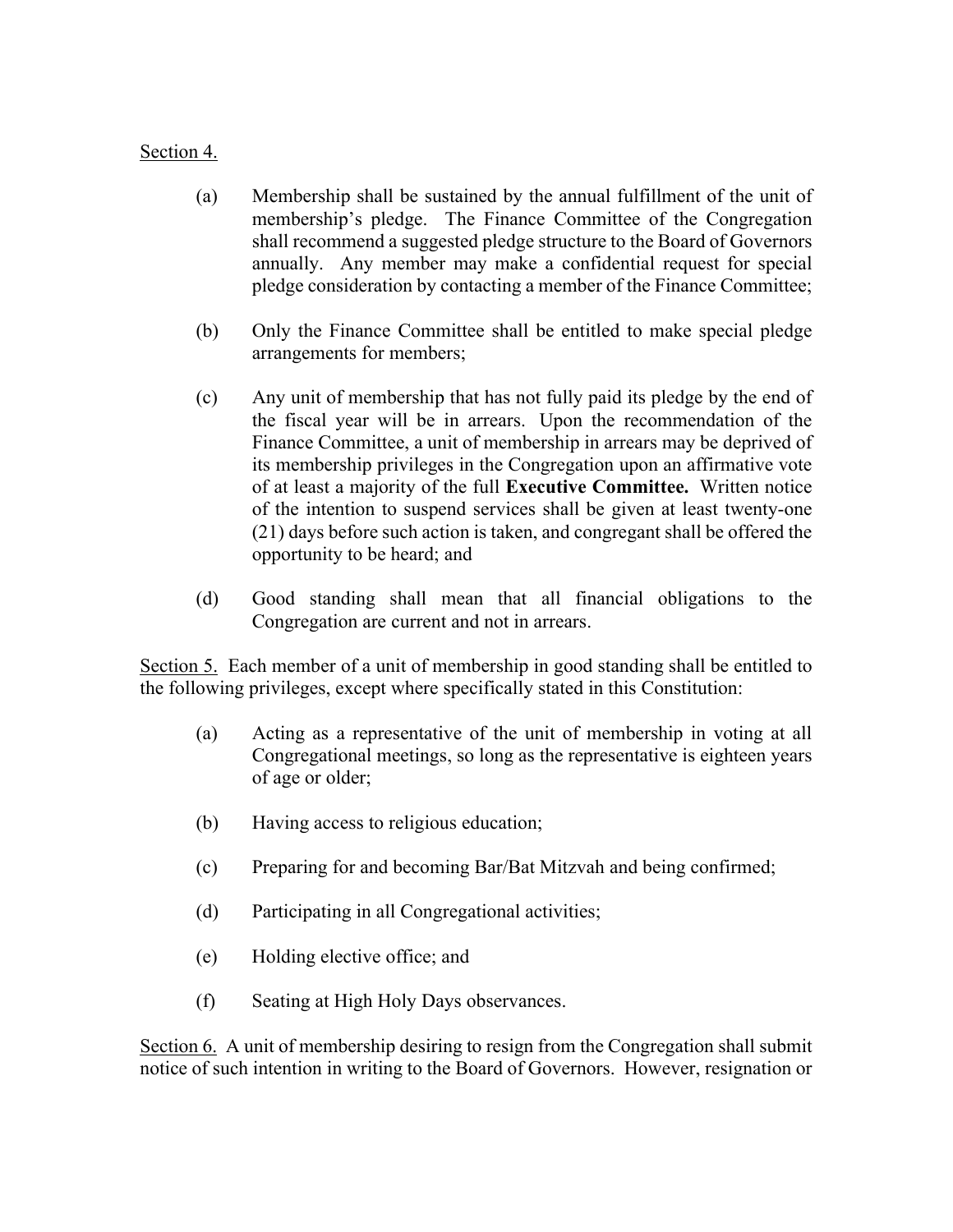Section 4.

(a) Membership shall be sustained by the annual fulfillment of the unit of membership's pledge. The Finance Committee of the Congregation shall recommend a suggested pledge structure to the Board of Governors annually. Any member may make a confidential request for special pledge consideration by contacting a member of the Finance Committee;

(b) Only the Finance Committee shall be entitled to make special pledge arrangements for members;

(c) Any unit of membership that has not fully paid its pledge by the end of the fiscal year will be in arrears. Upon the recommendation of the Finance Committee, a unit of membership in arrears may be deprived of its membership privileges in the Congregation upon an affirmative vote of at least a majority of the full **Executive Committee.** Written notice of the intention to suspend services shall be given at least twenty-one (21) days before such action is taken, and congregant shall be offered the opportunity to be heard; and

(d) Good standing shall mean that all financial obligations to the Congregation are current and not in arrears.

Section 5. Each member of a unit of membership in good standing shall be entitled to the following privileges, except where specifically stated in this Constitution:

(a) Acting as a representative of the unit of membership in voting at all Congregational meetings, so long as the representative is eighteen years of age or older;

(b) Having access to religious education;

(c) Preparing for and becoming Bar/Bat Mitzvah and being confirmed;

(d) Participating in all Congregational activities;

(e) Holding elective office; and

(f) Seating at High Holy Days observances.

Section 6. A unit of membership desiring to resign from the Congregation shall submit notice of such intention in writing to the Board of Governors. However, resignation or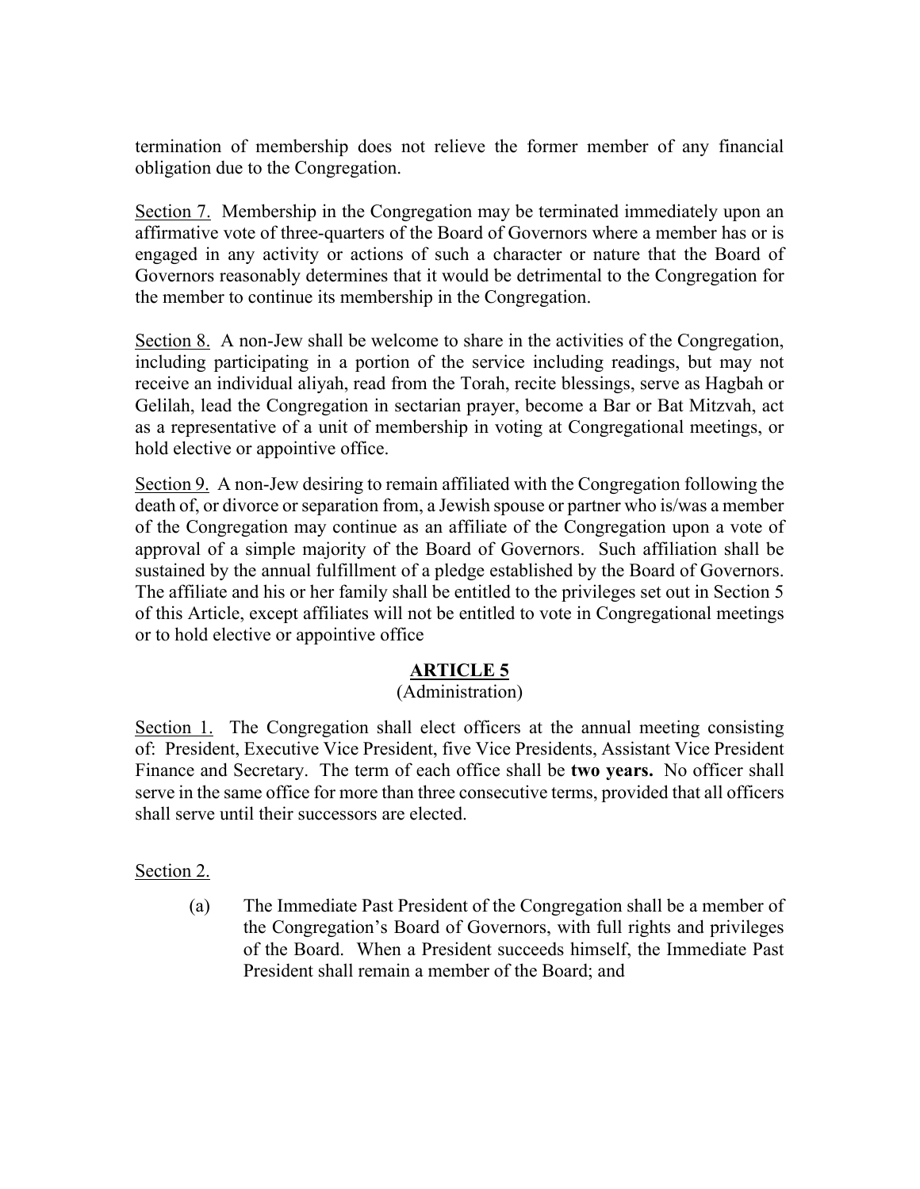termination of membership does not relieve the former member of any financial obligation due to the Congregation.

Section 7. Membership in the Congregation may be terminated immediately upon an affirmative vote of three-quarters of the Board of Governors where a member has or is engaged in any activity or actions of such a character or nature that the Board of Governors reasonably determines that it would be detrimental to the Congregation for the member to continue its membership in the Congregation.

Section 8. A non-Jew shall be welcome to share in the activities of the Congregation, including participating in a portion of the service including readings, but may not receive an individual aliyah, read from the Torah, recite blessings, serve as Hagbah or Gelilah, lead the Congregation in sectarian prayer, become a Bar or Bat Mitzvah, act as a representative of a unit of membership in voting at Congregational meetings, or hold elective or appointive office.

Section 9. A non-Jew desiring to remain affiliated with the Congregation following the death of, or divorce or separation from, a Jewish spouse or partner who is/was a member of the Congregation may continue as an affiliate of the Congregation upon a vote of approval of a simple majority of the Board of Governors. Such affiliation shall be sustained by the annual fulfillment of a pledge established by the Board of Governors. The affiliate and his or her family shall be entitled to the privileges set out in Section 5 of this Article, except affiliates will not be entitled to vote in Congregational meetings or to hold elective or appointive office

## ARTICLE 5
(Administration)

Section 1. The Congregation shall elect officers at the annual meeting consisting of: President, Executive Vice President, five Vice Presidents, Assistant Vice President Finance and Secretary. The term of each office shall be **two years.** No officer shall serve in the same office for more than three consecutive terms, provided that all officers shall serve until their successors are elected.

Section 2.

(a) The Immediate Past President of the Congregation shall be a member of the Congregation's Board of Governors, with full rights and privileges of the Board. When a President succeeds himself, the Immediate Past President shall remain a member of the Board; and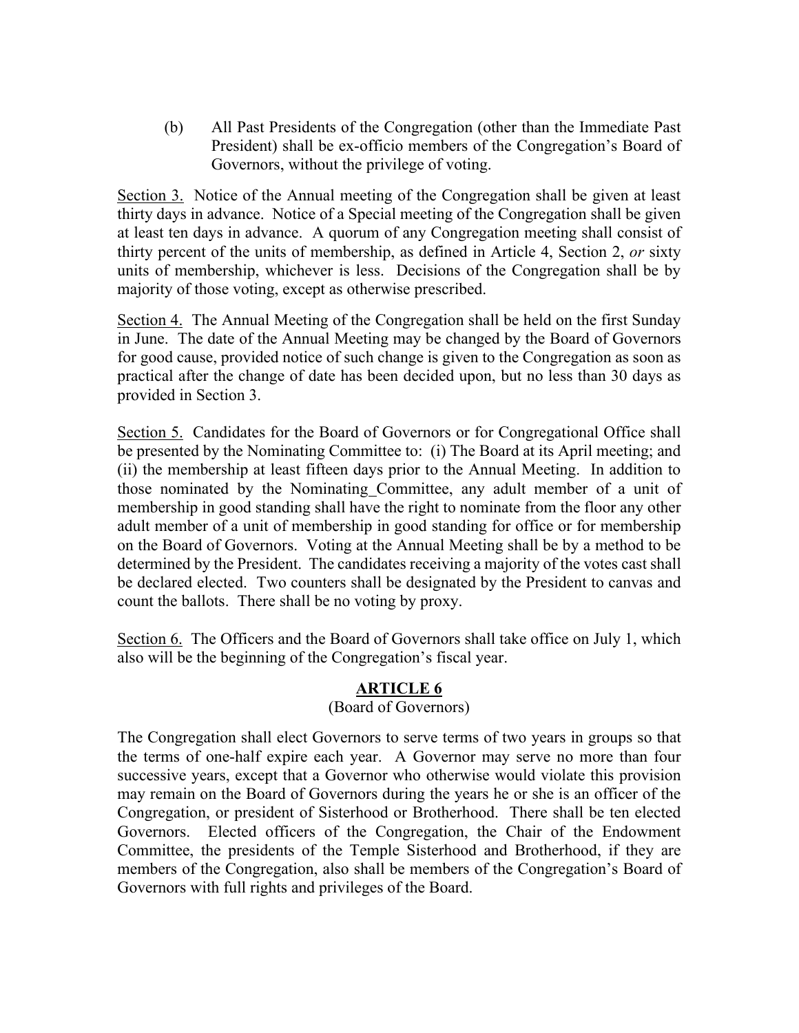(b) All Past Presidents of the Congregation (other than the Immediate Past President) shall be ex-officio members of the Congregation's Board of Governors, without the privilege of voting.

Section 3. Notice of the Annual meeting of the Congregation shall be given at least thirty days in advance. Notice of a Special meeting of the Congregation shall be given at least ten days in advance. A quorum of any Congregation meeting shall consist of thirty percent of the units of membership, as defined in Article 4, Section 2, *or* sixty units of membership, whichever is less. Decisions of the Congregation shall be by majority of those voting, except as otherwise prescribed.

Section 4. The Annual Meeting of the Congregation shall be held on the first Sunday in June. The date of the Annual Meeting may be changed by the Board of Governors for good cause, provided notice of such change is given to the Congregation as soon as practical after the change of date has been decided upon, but no less than 30 days as provided in Section 3.

Section 5. Candidates for the Board of Governors or for Congregational Office shall be presented by the Nominating Committee to: (i) The Board at its April meeting; and (ii) the membership at least fifteen days prior to the Annual Meeting. In addition to those nominated by the Nominating_Committee, any adult member of a unit of membership in good standing shall have the right to nominate from the floor any other adult member of a unit of membership in good standing for office or for membership on the Board of Governors. Voting at the Annual Meeting shall be by a method to be determined by the President. The candidates receiving a majority of the votes cast shall be declared elected. Two counters shall be designated by the President to canvas and count the ballots. There shall be no voting by proxy.

Section 6. The Officers and the Board of Governors shall take office on July 1, which also will be the beginning of the Congregation's fiscal year.

## ARTICLE 6

(Board of Governors)

The Congregation shall elect Governors to serve terms of two years in groups so that the terms of one-half expire each year. A Governor may serve no more than four successive years, except that a Governor who otherwise would violate this provision may remain on the Board of Governors during the years he or she is an officer of the Congregation, or president of Sisterhood or Brotherhood. There shall be ten elected Governors. Elected officers of the Congregation, the Chair of the Endowment Committee, the presidents of the Temple Sisterhood and Brotherhood, if they are members of the Congregation, also shall be members of the Congregation's Board of Governors with full rights and privileges of the Board.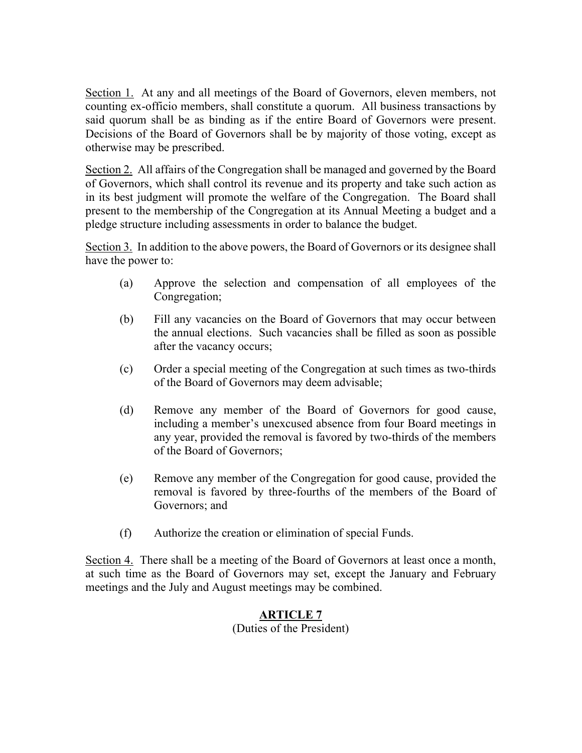Section 1. At any and all meetings of the Board of Governors, eleven members, not counting ex-officio members, shall constitute a quorum. All business transactions by said quorum shall be as binding as if the entire Board of Governors were present. Decisions of the Board of Governors shall be by majority of those voting, except as otherwise may be prescribed.

Section 2. All affairs of the Congregation shall be managed and governed by the Board of Governors, which shall control its revenue and its property and take such action as in its best judgment will promote the welfare of the Congregation. The Board shall present to the membership of the Congregation at its Annual Meeting a budget and a pledge structure including assessments in order to balance the budget.

Section 3. In addition to the above powers, the Board of Governors or its designee shall have the power to:

(a) Approve the selection and compensation of all employees of the Congregation;

(b) Fill any vacancies on the Board of Governors that may occur between the annual elections. Such vacancies shall be filled as soon as possible after the vacancy occurs;

(c) Order a special meeting of the Congregation at such times as two-thirds of the Board of Governors may deem advisable;

(d) Remove any member of the Board of Governors for good cause, including a member's unexcused absence from four Board meetings in any year, provided the removal is favored by two-thirds of the members of the Board of Governors;

(e) Remove any member of the Congregation for good cause, provided the removal is favored by three-fourths of the members of the Board of Governors; and

(f) Authorize the creation or elimination of special Funds.

Section 4. There shall be a meeting of the Board of Governors at least once a month, at such time as the Board of Governors may set, except the January and February meetings and the July and August meetings may be combined.

## ARTICLE 7
(Duties of the President)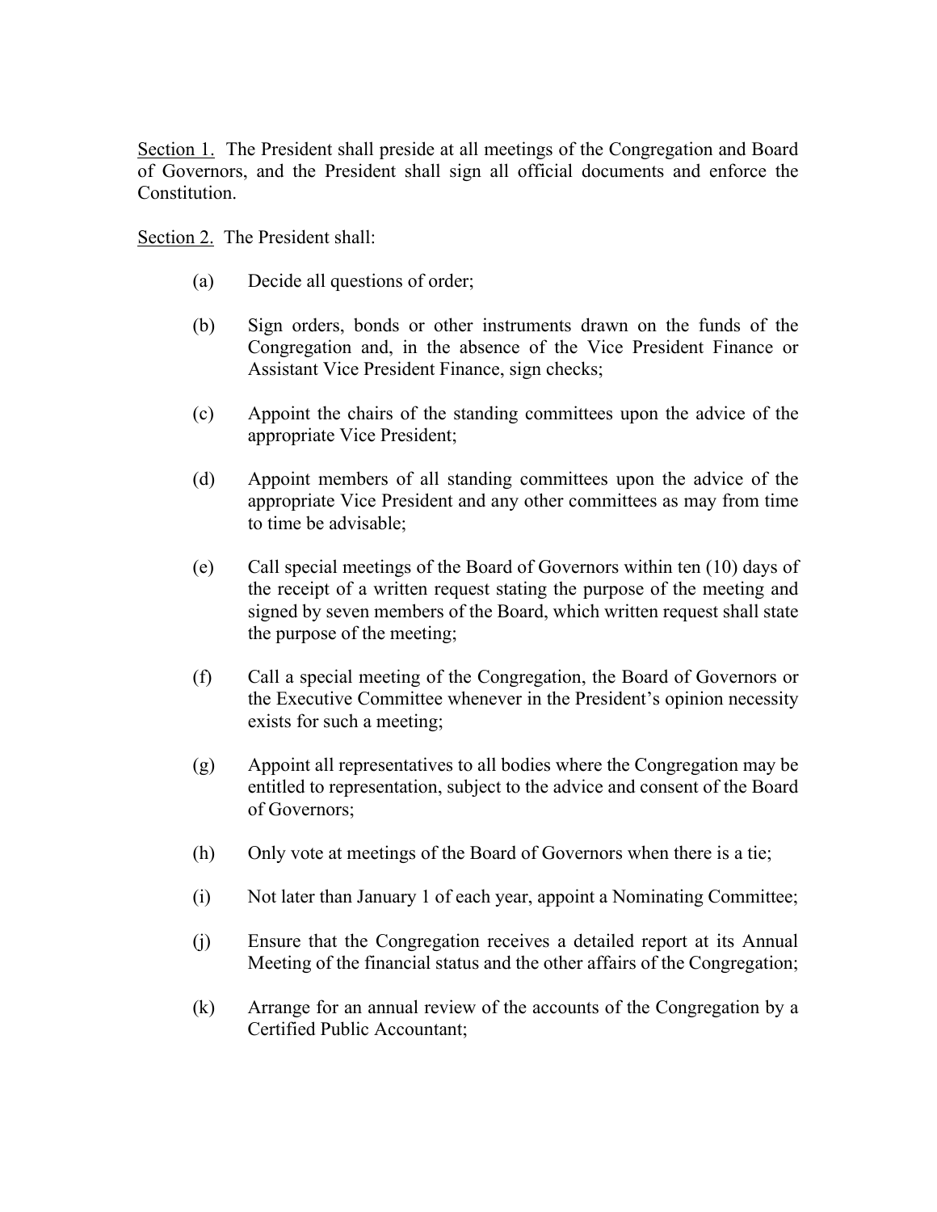<u>Section 1.</u> The President shall preside at all meetings of the Congregation and Board of Governors, and the President shall sign all official documents and enforce the Constitution.

<u>Section 2.</u> The President shall:

(a) Decide all questions of order;

(b) Sign orders, bonds or other instruments drawn on the funds of the Congregation and, in the absence of the Vice President Finance or Assistant Vice President Finance, sign checks;

(c) Appoint the chairs of the standing committees upon the advice of the appropriate Vice President;

(d) Appoint members of all standing committees upon the advice of the appropriate Vice President and any other committees as may from time to time be advisable;

(e) Call special meetings of the Board of Governors within ten (10) days of the receipt of a written request stating the purpose of the meeting and signed by seven members of the Board, which written request shall state the purpose of the meeting;

(f) Call a special meeting of the Congregation, the Board of Governors or the Executive Committee whenever in the President's opinion necessity exists for such a meeting;

(g) Appoint all representatives to all bodies where the Congregation may be entitled to representation, subject to the advice and consent of the Board of Governors;

(h) Only vote at meetings of the Board of Governors when there is a tie;

(i) Not later than January 1 of each year, appoint a Nominating Committee;

(j) Ensure that the Congregation receives a detailed report at its Annual Meeting of the financial status and the other affairs of the Congregation;

(k) Arrange for an annual review of the accounts of the Congregation by a Certified Public Accountant;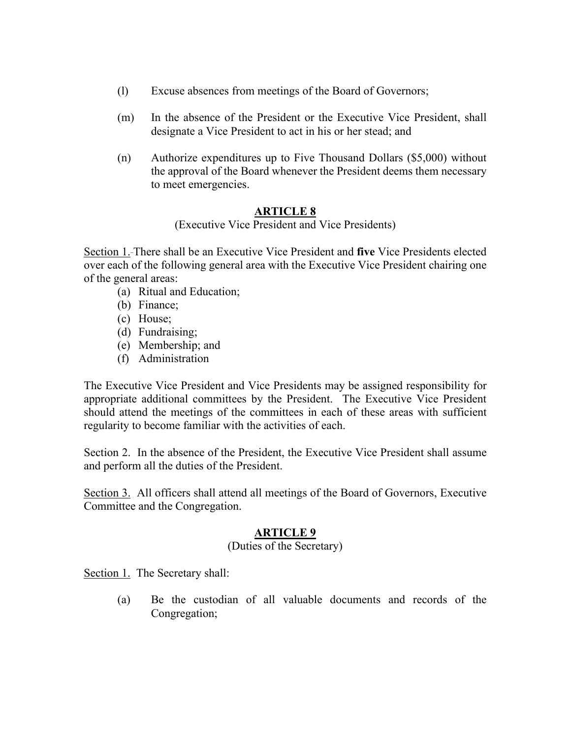(l) Excuse absences from meetings of the Board of Governors;

(m) In the absence of the President or the Executive Vice President, shall designate a Vice President to act in his or her stead; and

(n) Authorize expenditures up to Five Thousand Dollars ($5,000) without the approval of the Board whenever the President deems them necessary to meet emergencies.

## ARTICLE 8

(Executive Vice President and Vice Presidents)

Section 1. There shall be an Executive Vice President and **five** Vice Presidents elected over each of the following general area with the Executive Vice President chairing one of the general areas:

(a) Ritual and Education;
(b) Finance;
(c) House;
(d) Fundraising;
(e) Membership; and
(f) Administration

The Executive Vice President and Vice Presidents may be assigned responsibility for appropriate additional committees by the President. The Executive Vice President should attend the meetings of the committees in each of these areas with sufficient regularity to become familiar with the activities of each.

Section 2. In the absence of the President, the Executive Vice President shall assume and perform all the duties of the President.

Section 3. All officers shall attend all meetings of the Board of Governors, Executive Committee and the Congregation.

## ARTICLE 9

(Duties of the Secretary)

Section 1. The Secretary shall:

(a) Be the custodian of all valuable documents and records of the Congregation;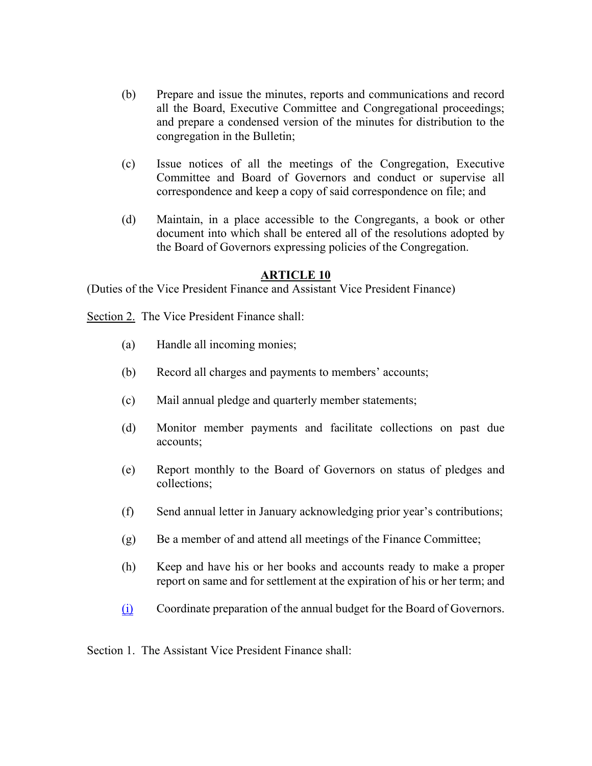(b) Prepare and issue the minutes, reports and communications and record all the Board, Executive Committee and Congregational proceedings; and prepare a condensed version of the minutes for distribution to the congregation in the Bulletin;

(c) Issue notices of all the meetings of the Congregation, Executive Committee and Board of Governors and conduct or supervise all correspondence and keep a copy of said correspondence on file; and

(d) Maintain, in a place accessible to the Congregants, a book or other document into which shall be entered all of the resolutions adopted by the Board of Governors expressing policies of the Congregation.

## ARTICLE 10

(Duties of the Vice President Finance and Assistant Vice President Finance)

Section 2. The Vice President Finance shall:

(a) Handle all incoming monies;

(b) Record all charges and payments to members' accounts;

(c) Mail annual pledge and quarterly member statements;

(d) Monitor member payments and facilitate collections on past due accounts;

(e) Report monthly to the Board of Governors on status of pledges and collections;

(f) Send annual letter in January acknowledging prior year's contributions;

(g) Be a member of and attend all meetings of the Finance Committee;

(h) Keep and have his or her books and accounts ready to make a proper report on same and for settlement at the expiration of his or her term; and

(i) Coordinate preparation of the annual budget for the Board of Governors.

Section 1. The Assistant Vice President Finance shall: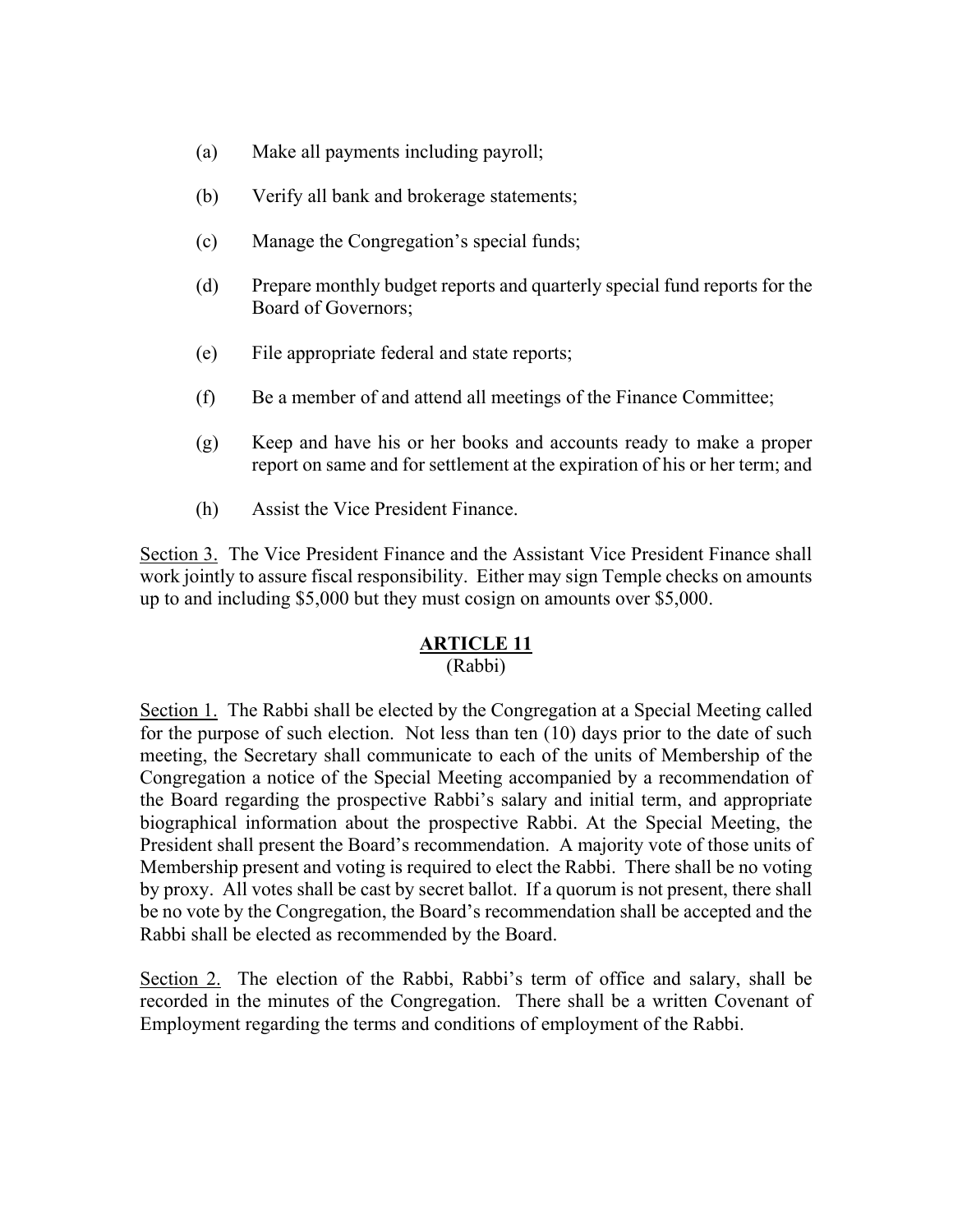(a) Make all payments including payroll;

(b) Verify all bank and brokerage statements;

(c) Manage the Congregation's special funds;

(d) Prepare monthly budget reports and quarterly special fund reports for the Board of Governors;

(e) File appropriate federal and state reports;

(f) Be a member of and attend all meetings of the Finance Committee;

(g) Keep and have his or her books and accounts ready to make a proper report on same and for settlement at the expiration of his or her term; and

(h) Assist the Vice President Finance.

Section 3. The Vice President Finance and the Assistant Vice President Finance shall work jointly to assure fiscal responsibility. Either may sign Temple checks on amounts up to and including $5,000 but they must cosign on amounts over $5,000.

## ARTICLE 11
(Rabbi)

Section 1. The Rabbi shall be elected by the Congregation at a Special Meeting called for the purpose of such election. Not less than ten (10) days prior to the date of such meeting, the Secretary shall communicate to each of the units of Membership of the Congregation a notice of the Special Meeting accompanied by a recommendation of the Board regarding the prospective Rabbi's salary and initial term, and appropriate biographical information about the prospective Rabbi. At the Special Meeting, the President shall present the Board's recommendation. A majority vote of those units of Membership present and voting is required to elect the Rabbi. There shall be no voting by proxy. All votes shall be cast by secret ballot. If a quorum is not present, there shall be no vote by the Congregation, the Board's recommendation shall be accepted and the Rabbi shall be elected as recommended by the Board.

Section 2. The election of the Rabbi, Rabbi's term of office and salary, shall be recorded in the minutes of the Congregation. There shall be a written Covenant of Employment regarding the terms and conditions of employment of the Rabbi.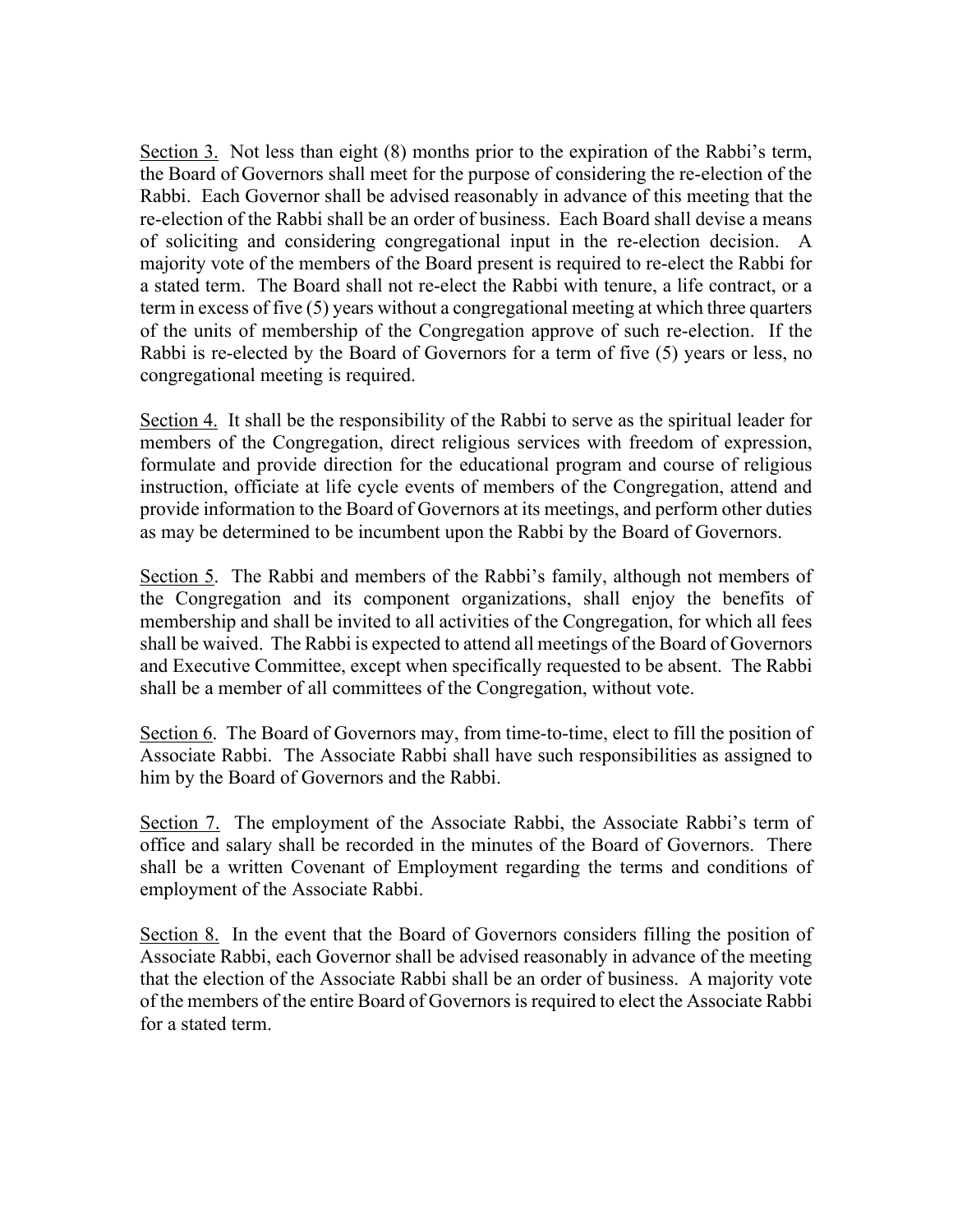Section 3. Not less than eight (8) months prior to the expiration of the Rabbi's term, the Board of Governors shall meet for the purpose of considering the re-election of the Rabbi. Each Governor shall be advised reasonably in advance of this meeting that the re-election of the Rabbi shall be an order of business. Each Board shall devise a means of soliciting and considering congregational input in the re-election decision. A majority vote of the members of the Board present is required to re-elect the Rabbi for a stated term. The Board shall not re-elect the Rabbi with tenure, a life contract, or a term in excess of five (5) years without a congregational meeting at which three quarters of the units of membership of the Congregation approve of such re-election. If the Rabbi is re-elected by the Board of Governors for a term of five (5) years or less, no congregational meeting is required.

Section 4. It shall be the responsibility of the Rabbi to serve as the spiritual leader for members of the Congregation, direct religious services with freedom of expression, formulate and provide direction for the educational program and course of religious instruction, officiate at life cycle events of members of the Congregation, attend and provide information to the Board of Governors at its meetings, and perform other duties as may be determined to be incumbent upon the Rabbi by the Board of Governors.

Section 5. The Rabbi and members of the Rabbi's family, although not members of the Congregation and its component organizations, shall enjoy the benefits of membership and shall be invited to all activities of the Congregation, for which all fees shall be waived. The Rabbi is expected to attend all meetings of the Board of Governors and Executive Committee, except when specifically requested to be absent. The Rabbi shall be a member of all committees of the Congregation, without vote.

Section 6. The Board of Governors may, from time-to-time, elect to fill the position of Associate Rabbi. The Associate Rabbi shall have such responsibilities as assigned to him by the Board of Governors and the Rabbi.

Section 7. The employment of the Associate Rabbi, the Associate Rabbi's term of office and salary shall be recorded in the minutes of the Board of Governors. There shall be a written Covenant of Employment regarding the terms and conditions of employment of the Associate Rabbi.

Section 8. In the event that the Board of Governors considers filling the position of Associate Rabbi, each Governor shall be advised reasonably in advance of the meeting that the election of the Associate Rabbi shall be an order of business. A majority vote of the members of the entire Board of Governors is required to elect the Associate Rabbi for a stated term.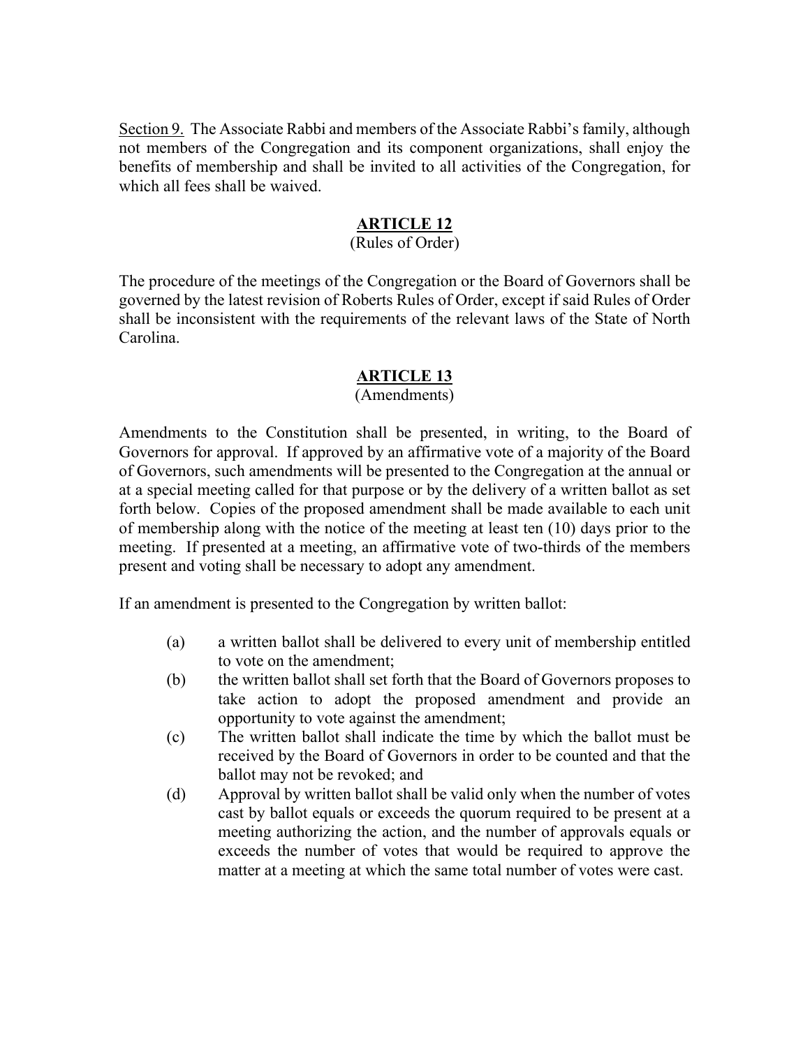<u>Section 9.</u> The Associate Rabbi and members of the Associate Rabbi's family, although not members of the Congregation and its component organizations, shall enjoy the benefits of membership and shall be invited to all activities of the Congregation, for which all fees shall be waived.

## ARTICLE 12

(Rules of Order)

The procedure of the meetings of the Congregation or the Board of Governors shall be governed by the latest revision of Roberts Rules of Order, except if said Rules of Order shall be inconsistent with the requirements of the relevant laws of the State of North Carolina.

## ARTICLE 13

(Amendments)

Amendments to the Constitution shall be presented, in writing, to the Board of Governors for approval. If approved by an affirmative vote of a majority of the Board of Governors, such amendments will be presented to the Congregation at the annual or at a special meeting called for that purpose or by the delivery of a written ballot as set forth below. Copies of the proposed amendment shall be made available to each unit of membership along with the notice of the meeting at least ten (10) days prior to the meeting. If presented at a meeting, an affirmative vote of two-thirds of the members present and voting shall be necessary to adopt any amendment.

If an amendment is presented to the Congregation by written ballot:

(a) a written ballot shall be delivered to every unit of membership entitled to vote on the amendment;

(b) the written ballot shall set forth that the Board of Governors proposes to take action to adopt the proposed amendment and provide an opportunity to vote against the amendment;

(c) The written ballot shall indicate the time by which the ballot must be received by the Board of Governors in order to be counted and that the ballot may not be revoked; and

(d) Approval by written ballot shall be valid only when the number of votes cast by ballot equals or exceeds the quorum required to be present at a meeting authorizing the action, and the number of approvals equals or exceeds the number of votes that would be required to approve the matter at a meeting at which the same total number of votes were cast.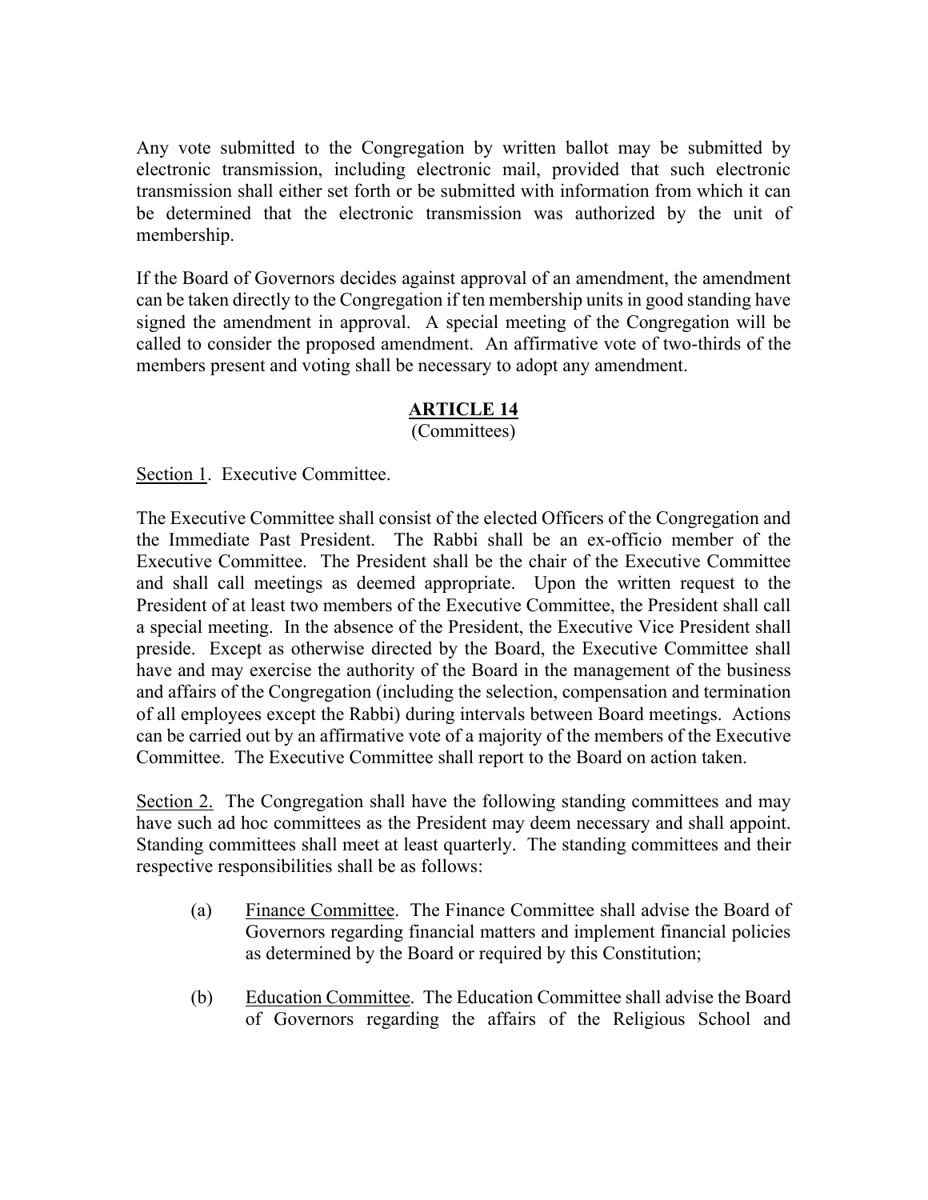Any vote submitted to the Congregation by written ballot may be submitted by electronic transmission, including electronic mail, provided that such electronic transmission shall either set forth or be submitted with information from which it can be determined that the electronic transmission was authorized by the unit of membership.

If the Board of Governors decides against approval of an amendment, the amendment can be taken directly to the Congregation if ten membership units in good standing have signed the amendment in approval. A special meeting of the Congregation will be called to consider the proposed amendment. An affirmative vote of two-thirds of the members present and voting shall be necessary to adopt any amendment.

## ARTICLE 14

(Committees)

Section 1. Executive Committee.

The Executive Committee shall consist of the elected Officers of the Congregation and the Immediate Past President. The Rabbi shall be an ex-officio member of the Executive Committee. The President shall be the chair of the Executive Committee and shall call meetings as deemed appropriate. Upon the written request to the President of at least two members of the Executive Committee, the President shall call a special meeting. In the absence of the President, the Executive Vice President shall preside. Except as otherwise directed by the Board, the Executive Committee shall have and may exercise the authority of the Board in the management of the business and affairs of the Congregation (including the selection, compensation and termination of all employees except the Rabbi) during intervals between Board meetings. Actions can be carried out by an affirmative vote of a majority of the members of the Executive Committee. The Executive Committee shall report to the Board on action taken.

Section 2. The Congregation shall have the following standing committees and may have such ad hoc committees as the President may deem necessary and shall appoint. Standing committees shall meet at least quarterly. The standing committees and their respective responsibilities shall be as follows:

(a) Finance Committee. The Finance Committee shall advise the Board of Governors regarding financial matters and implement financial policies as determined by the Board or required by this Constitution;

(b) Education Committee. The Education Committee shall advise the Board of Governors regarding the affairs of the Religious School and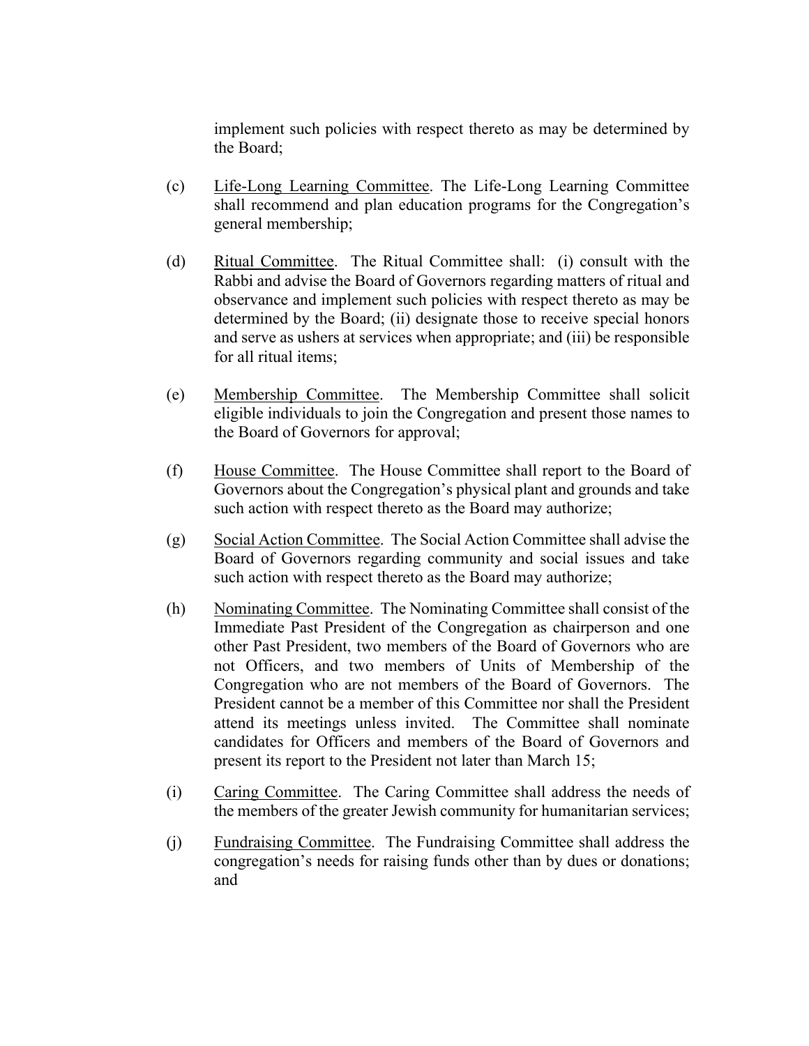implement such policies with respect thereto as may be determined by the Board;

(c) Life-Long Learning Committee. The Life-Long Learning Committee shall recommend and plan education programs for the Congregation's general membership;

(d) Ritual Committee. The Ritual Committee shall: (i) consult with the Rabbi and advise the Board of Governors regarding matters of ritual and observance and implement such policies with respect thereto as may be determined by the Board; (ii) designate those to receive special honors and serve as ushers at services when appropriate; and (iii) be responsible for all ritual items;

(e) Membership Committee. The Membership Committee shall solicit eligible individuals to join the Congregation and present those names to the Board of Governors for approval;

(f) House Committee. The House Committee shall report to the Board of Governors about the Congregation's physical plant and grounds and take such action with respect thereto as the Board may authorize;

(g) Social Action Committee. The Social Action Committee shall advise the Board of Governors regarding community and social issues and take such action with respect thereto as the Board may authorize;

(h) Nominating Committee. The Nominating Committee shall consist of the Immediate Past President of the Congregation as chairperson and one other Past President, two members of the Board of Governors who are not Officers, and two members of Units of Membership of the Congregation who are not members of the Board of Governors. The President cannot be a member of this Committee nor shall the President attend its meetings unless invited. The Committee shall nominate candidates for Officers and members of the Board of Governors and present its report to the President not later than March 15;

(i) Caring Committee. The Caring Committee shall address the needs of the members of the greater Jewish community for humanitarian services;

(j) Fundraising Committee. The Fundraising Committee shall address the congregation's needs for raising funds other than by dues or donations; and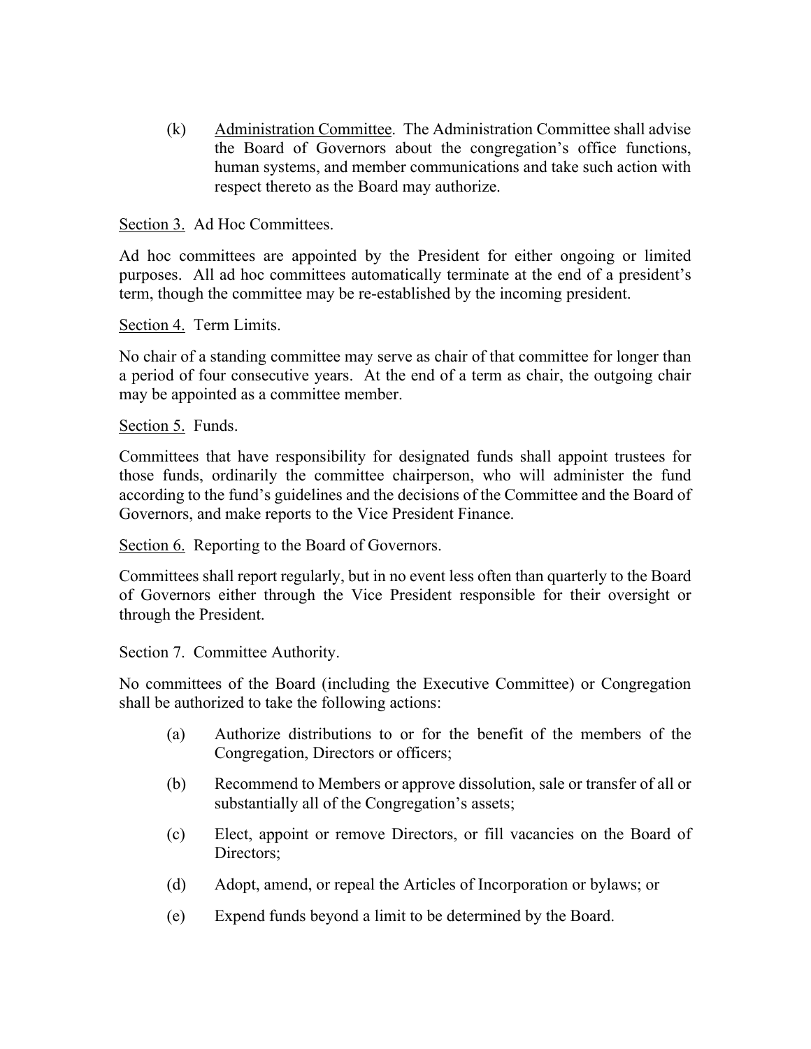(k) Administration Committee. The Administration Committee shall advise the Board of Governors about the congregation's office functions, human systems, and member communications and take such action with respect thereto as the Board may authorize.

Section 3. Ad Hoc Committees.

Ad hoc committees are appointed by the President for either ongoing or limited purposes. All ad hoc committees automatically terminate at the end of a president's term, though the committee may be re-established by the incoming president.

Section 4. Term Limits.

No chair of a standing committee may serve as chair of that committee for longer than a period of four consecutive years. At the end of a term as chair, the outgoing chair may be appointed as a committee member.

Section 5. Funds.

Committees that have responsibility for designated funds shall appoint trustees for those funds, ordinarily the committee chairperson, who will administer the fund according to the fund's guidelines and the decisions of the Committee and the Board of Governors, and make reports to the Vice President Finance.

Section 6. Reporting to the Board of Governors.

Committees shall report regularly, but in no event less often than quarterly to the Board of Governors either through the Vice President responsible for their oversight or through the President.

Section 7. Committee Authority.

No committees of the Board (including the Executive Committee) or Congregation shall be authorized to take the following actions:

(a) Authorize distributions to or for the benefit of the members of the Congregation, Directors or officers;

(b) Recommend to Members or approve dissolution, sale or transfer of all or substantially all of the Congregation's assets;

(c) Elect, appoint or remove Directors, or fill vacancies on the Board of Directors;

(d) Adopt, amend, or repeal the Articles of Incorporation or bylaws; or

(e) Expend funds beyond a limit to be determined by the Board.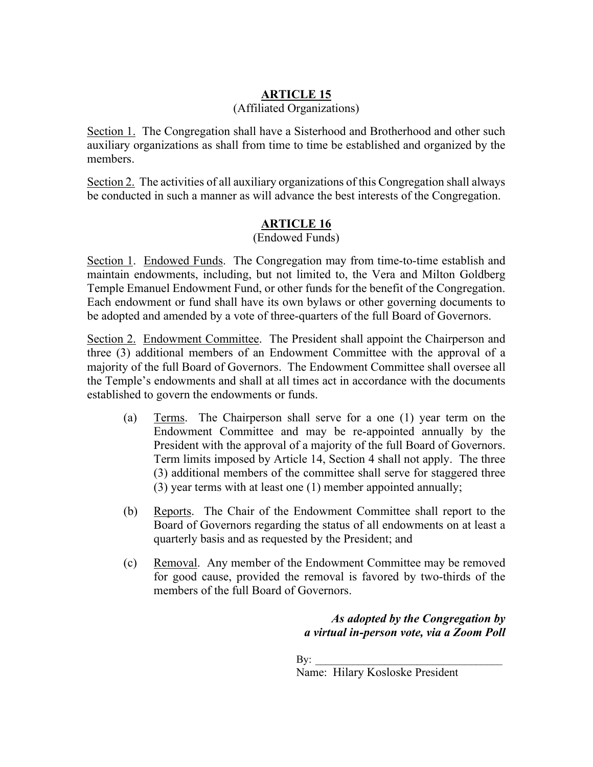## ARTICLE 15

(Affiliated Organizations)

Section 1. The Congregation shall have a Sisterhood and Brotherhood and other such auxiliary organizations as shall from time to time be established and organized by the members.

Section 2. The activities of all auxiliary organizations of this Congregation shall always be conducted in such a manner as will advance the best interests of the Congregation.

## ARTICLE 16

(Endowed Funds)

Section 1. Endowed Funds. The Congregation may from time-to-time establish and maintain endowments, including, but not limited to, the Vera and Milton Goldberg Temple Emanuel Endowment Fund, or other funds for the benefit of the Congregation. Each endowment or fund shall have its own bylaws or other governing documents to be adopted and amended by a vote of three-quarters of the full Board of Governors.

Section 2. Endowment Committee. The President shall appoint the Chairperson and three (3) additional members of an Endowment Committee with the approval of a majority of the full Board of Governors. The Endowment Committee shall oversee all the Temple's endowments and shall at all times act in accordance with the documents established to govern the endowments or funds.

(a) Terms. The Chairperson shall serve for a one (1) year term on the Endowment Committee and may be re-appointed annually by the President with the approval of a majority of the full Board of Governors. Term limits imposed by Article 14, Section 4 shall not apply. The three (3) additional members of the committee shall serve for staggered three (3) year terms with at least one (1) member appointed annually;

(b) Reports. The Chair of the Endowment Committee shall report to the Board of Governors regarding the status of all endowments on at least a quarterly basis and as requested by the President; and

(c) Removal. Any member of the Endowment Committee may be removed for good cause, provided the removal is favored by two-thirds of the members of the full Board of Governors.

***As adopted by the Congregation by a virtual in-person vote, via a Zoom Poll***

By: ___________________________________

Name: Hilary Kosloske President